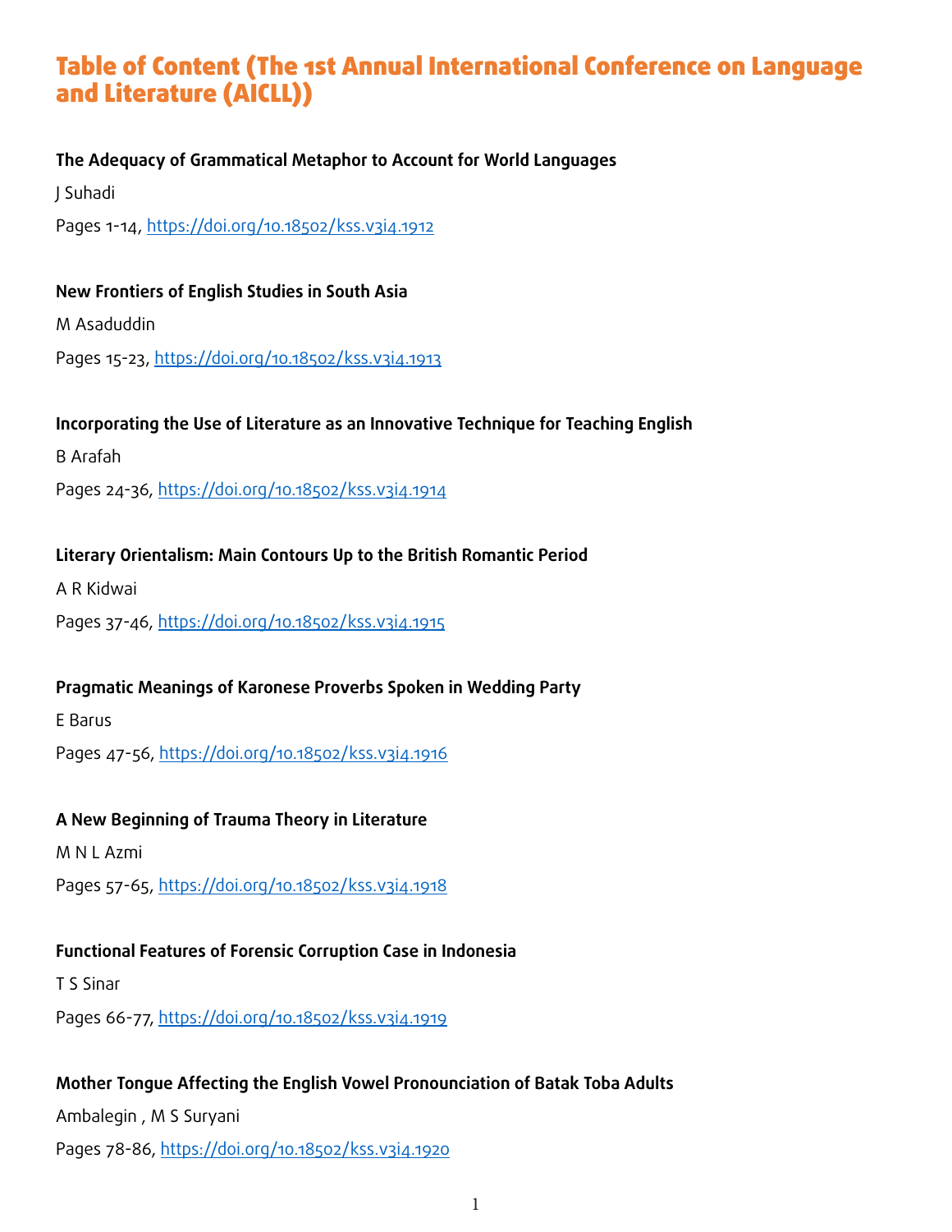# Table of Content (The 1st Annual International Conference on Language and Literature (AICLL))

**The Adequacy of Grammatical Metaphor to Account for World Languages**

J Suhadi

Pages 1-14, https://doi.org/10.18502/kss.v3i4.1912

**New Frontiers of English Studies in South Asia**

M Asaduddin

Pages 15-23, https://doi.org/10.18502/kss.v3i4.1913

**Incorporating the Use of Literature as an Innovative Technique for Teaching English**

B Arafah

Pages 24-36, https://doi.org/10.18502/kss.v3i4.1914

**Literary Orientalism: Main Contours Up to the British Romantic Period**

A R Kidwai

Pages 37-46, https://doi.org/10.18502/kss.v3i4.1915

**Pragmatic Meanings of Karonese Proverbs Spoken in Wedding Party**

E Barus

Pages 47-56, https://doi.org/10.18502/kss.v3i4.1916

**A New Beginning of Trauma Theory in Literature**

M N L Azmi

Pages 57-65, https://doi.org/10.18502/kss.v3i4.1918

**Functional Features of Forensic Corruption Case in Indonesia**

T S Sinar

Pages 66-77, https://doi.org/10.18502/kss.v3i4.1919

**Mother Tongue Affecting the English Vowel Pronounciation of Batak Toba Adults**

Ambalegin , M S Suryani

Pages 78-86, https://doi.org/10.18502/kss.v3i4.1920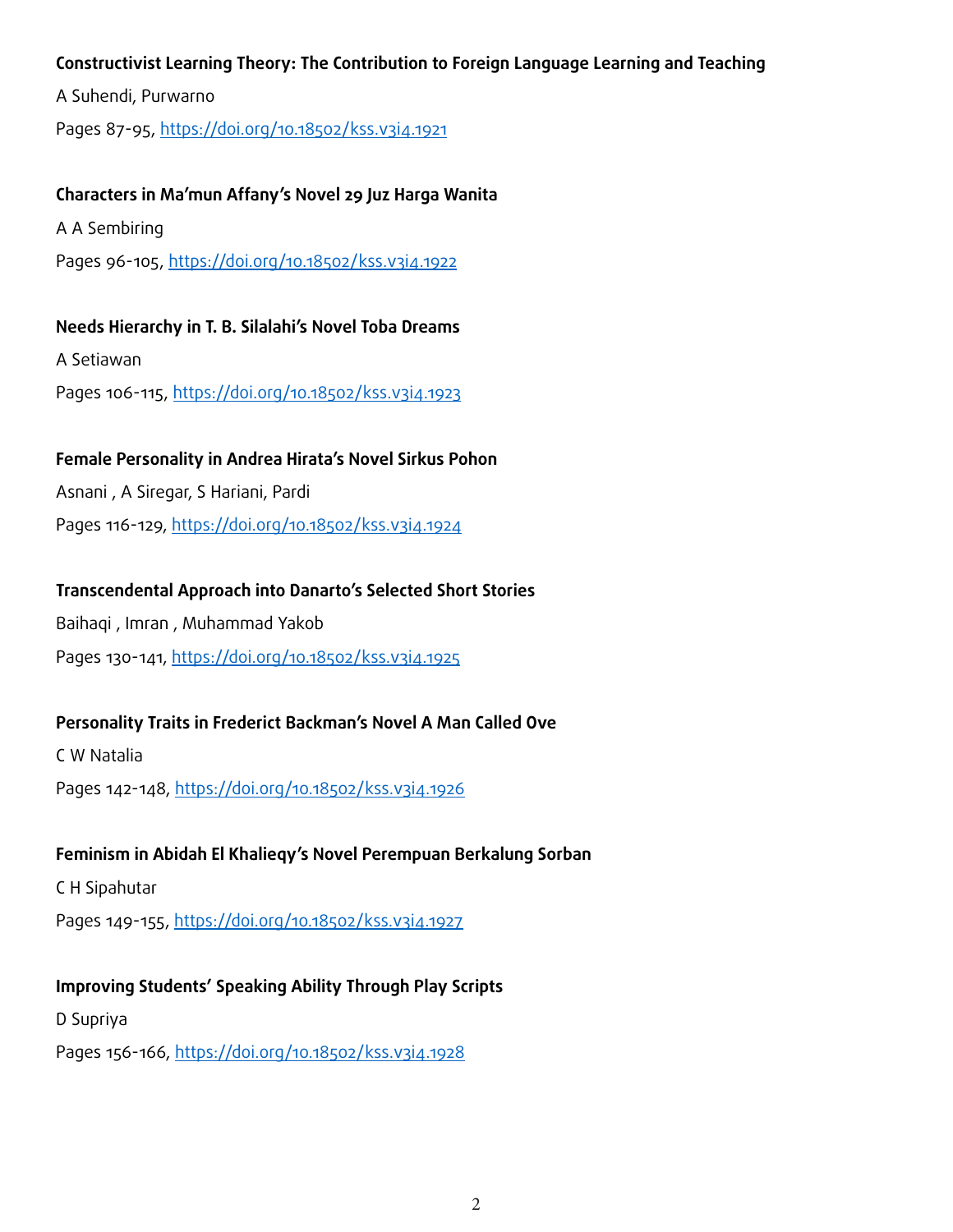**Constructivist Learning Theory: The Contribution to Foreign Language Learning and Teaching**

A Suhendi, Purwarno

Pages 87-95, https://doi.org/10.18502/kss.v3i4.1921

**Characters in Ma'mun Affany's Novel 29 Juz Harga Wanita**

A A Sembiring

Pages 96-105, https://doi.org/10.18502/kss.v3i4.1922

**Needs Hierarchy in T. B. Silalahi's Novel Toba Dreams**

A Setiawan

Pages 106-115, https://doi.org/10.18502/kss.v3i4.1923

**Female Personality in Andrea Hirata's Novel Sirkus Pohon**

Asnani , A Siregar, S Hariani, Pardi

Pages 116-129, https://doi.org/10.18502/kss.v3i4.1924

**Transcendental Approach into Danarto's Selected Short Stories**

Baihaqi , Imran , Muhammad Yakob

Pages 130-141, https://doi.org/10.18502/kss.v3i4.1925

**Personality Traits in Frederict Backman's Novel A Man Called Ove**

C W Natalia

Pages 142-148, https://doi.org/10.18502/kss.v3i4.1926

**Feminism in Abidah El Khalieqy's Novel Perempuan Berkalung Sorban**

C H Sipahutar

Pages 149-155, https://doi.org/10.18502/kss.v3i4.1927

**Improving Students' Speaking Ability Through Play Scripts**

D Supriya

Pages 156-166, https://doi.org/10.18502/kss.v3i4.1928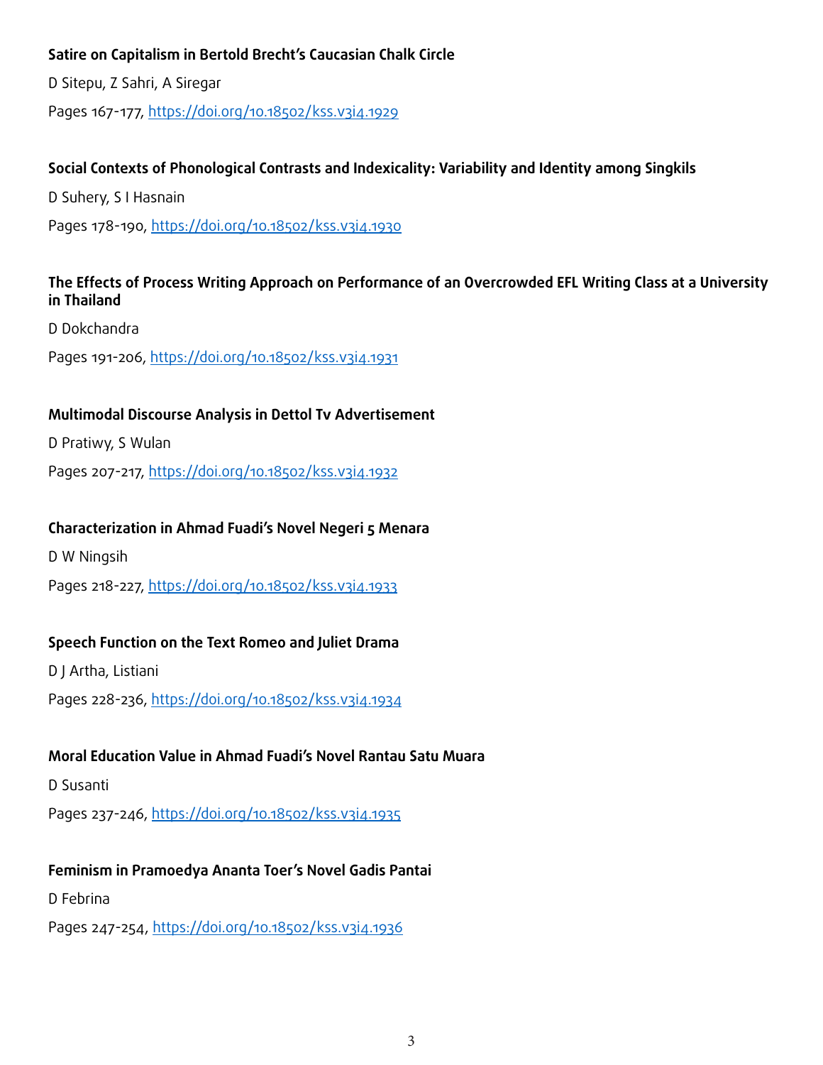**Satire on Capitalism in Bertold Brecht's Caucasian Chalk Circle**

D Sitepu, Z Sahri, A Siregar

Pages 167-177, https://doi.org/10.18502/kss.v3i4.1929

**Social Contexts of Phonological Contrasts and Indexicality: Variability and Identity among Singkils**

D Suhery, S I Hasnain

Pages 178-190, https://doi.org/10.18502/kss.v3i4.1930

**The Effects of Process Writing Approach on Performance of an Overcrowded EFL Writing Class at a University in Thailand**

D Dokchandra

Pages 191-206, https://doi.org/10.18502/kss.v3i4.1931

**Multimodal Discourse Analysis in Dettol Tv Advertisement**

D Pratiwy, S Wulan

Pages 207-217, https://doi.org/10.18502/kss.v3i4.1932

**Characterization in Ahmad Fuadi's Novel Negeri 5 Menara**

D W Ningsih

Pages 218-227, https://doi.org/10.18502/kss.v3i4.1933

**Speech Function on the Text Romeo and Juliet Drama**

D J Artha, Listiani

Pages 228-236, https://doi.org/10.18502/kss.v3i4.1934

**Moral Education Value in Ahmad Fuadi's Novel Rantau Satu Muara**

D Susanti

Pages 237-246, https://doi.org/10.18502/kss.v3i4.1935

**Feminism in Pramoedya Ananta Toer's Novel Gadis Pantai**

D Febrina

Pages 247-254, https://doi.org/10.18502/kss.v3i4.1936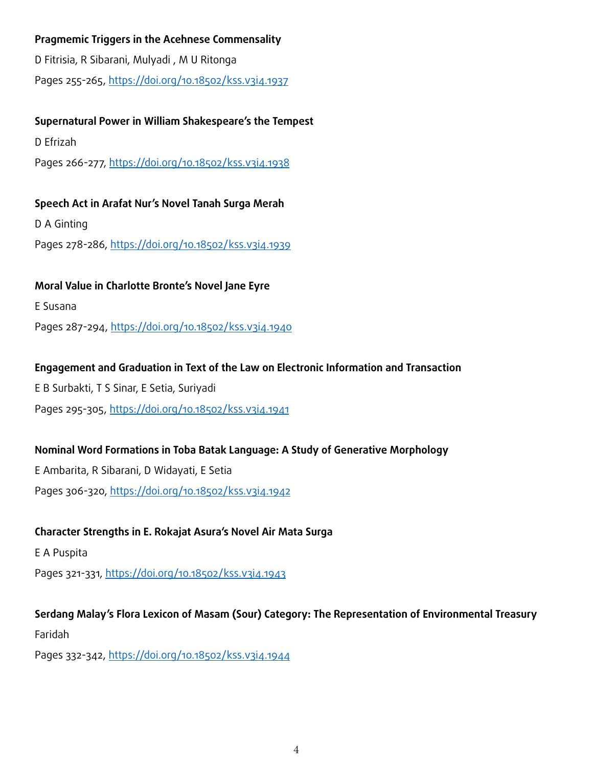**Pragmemic Triggers in the Acehnese Commensality**

D Fitrisia, R Sibarani, Mulyadi , M U Ritonga

Pages 255-265, https://doi.org/10.18502/kss.v3i4.1937

**Supernatural Power in William Shakespeare's the Tempest**

D Efrizah

Pages 266-277, https://doi.org/10.18502/kss.v3i4.1938

**Speech Act in Arafat Nur's Novel Tanah Surga Merah**

D A Ginting

Pages 278-286, https://doi.org/10.18502/kss.v3i4.1939

**Moral Value in Charlotte Bronte's Novel Jane Eyre**

E Susana

Pages 287-294, https://doi.org/10.18502/kss.v3i4.1940

**Engagement and Graduation in Text of the Law on Electronic Information and Transaction**

E B Surbakti, T S Sinar, E Setia, Suriyadi

Pages 295-305, https://doi.org/10.18502/kss.v3i4.1941

**Nominal Word Formations in Toba Batak Language: A Study of Generative Morphology**

E Ambarita, R Sibarani, D Widayati, E Setia

Pages 306-320, https://doi.org/10.18502/kss.v3i4.1942

**Character Strengths in E. Rokajat Asura's Novel Air Mata Surga**

E A Puspita

Pages 321-331, https://doi.org/10.18502/kss.v3i4.1943

**Serdang Malay's Flora Lexicon of Masam (Sour) Category: The Representation of Environmental Treasury**

Faridah

Pages 332-342, https://doi.org/10.18502/kss.v3i4.1944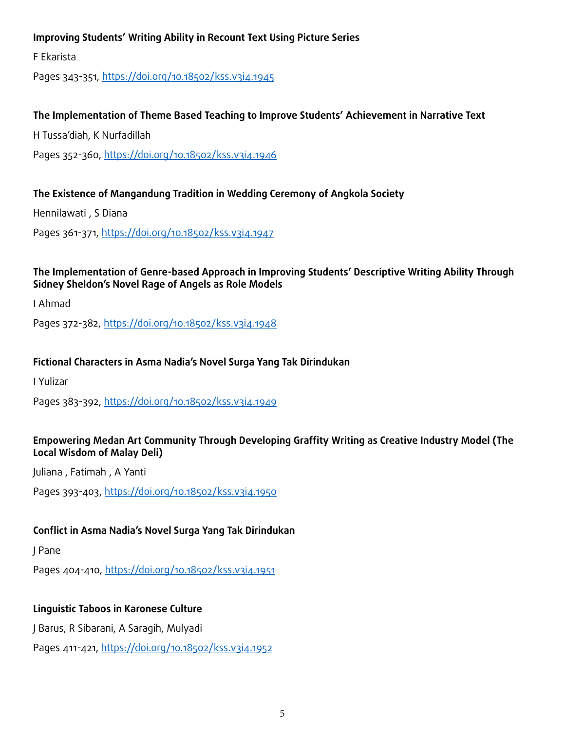**Improving Students' Writing Ability in Recount Text Using Picture Series**

F Ekarista

Pages 343-351, https://doi.org/10.18502/kss.v3i4.1945

**The Implementation of Theme Based Teaching to Improve Students' Achievement in Narrative Text**

H Tussa'diah, K Nurfadillah

Pages 352-360, https://doi.org/10.18502/kss.v3i4.1946

**The Existence of Mangandung Tradition in Wedding Ceremony of Angkola Society**

Hennilawati , S Diana

Pages 361-371, https://doi.org/10.18502/kss.v3i4.1947

**The Implementation of Genre-based Approach in Improving Students' Descriptive Writing Ability Through Sidney Sheldon's Novel Rage of Angels as Role Models**

I Ahmad

Pages 372-382, https://doi.org/10.18502/kss.v3i4.1948

**Fictional Characters in Asma Nadia's Novel Surga Yang Tak Dirindukan**

I Yulizar

Pages 383-392, https://doi.org/10.18502/kss.v3i4.1949

**Empowering Medan Art Community Through Developing Graffity Writing as Creative Industry Model (The Local Wisdom of Malay Deli)**

Juliana , Fatimah , A Yanti

Pages 393-403, https://doi.org/10.18502/kss.v3i4.1950

**Conflict in Asma Nadia's Novel Surga Yang Tak Dirindukan**

J Pane

Pages 404-410, https://doi.org/10.18502/kss.v3i4.1951

**Linguistic Taboos in Karonese Culture**

J Barus, R Sibarani, A Saragih, Mulyadi

Pages 411-421, https://doi.org/10.18502/kss.v3i4.1952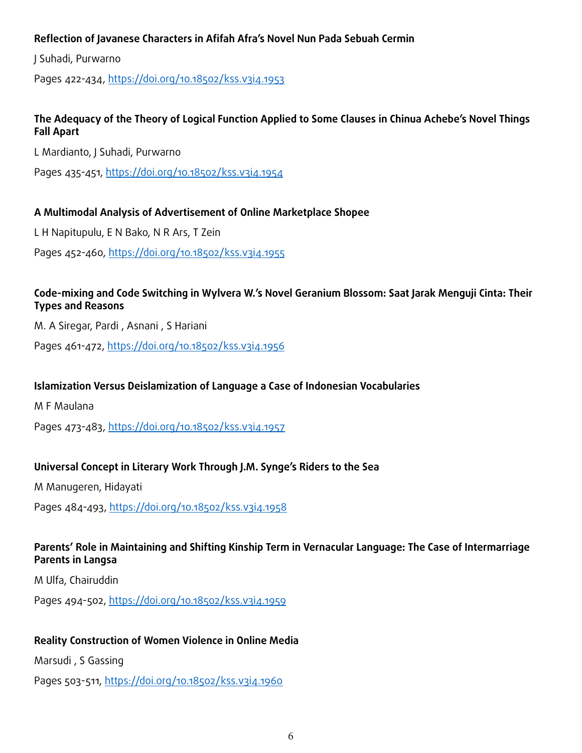**Reflection of Javanese Characters in Afifah Afra's Novel Nun Pada Sebuah Cermin**

J Suhadi, Purwarno

Pages 422-434, https://doi.org/10.18502/kss.v3i4.1953

**The Adequacy of the Theory of Logical Function Applied to Some Clauses in Chinua Achebe's Novel Things Fall Apart**

L Mardianto, J Suhadi, Purwarno

Pages 435-451, https://doi.org/10.18502/kss.v3i4.1954

**A Multimodal Analysis of Advertisement of Online Marketplace Shopee**

L H Napitupulu, E N Bako, N R Ars, T Zein

Pages 452-460, https://doi.org/10.18502/kss.v3i4.1955

**Code-mixing and Code Switching in Wylvera W.'s Novel Geranium Blossom: Saat Jarak Menguji Cinta: Their Types and Reasons**

M. A Siregar, Pardi , Asnani , S Hariani

Pages 461-472, https://doi.org/10.18502/kss.v3i4.1956

**Islamization Versus Deislamization of Language a Case of Indonesian Vocabularies**

M F Maulana

Pages 473-483, https://doi.org/10.18502/kss.v3i4.1957

**Universal Concept in Literary Work Through J.M. Synge's Riders to the Sea**

M Manugeren, Hidayati

Pages 484-493, https://doi.org/10.18502/kss.v3i4.1958

**Parents' Role in Maintaining and Shifting Kinship Term in Vernacular Language: The Case of Intermarriage Parents in Langsa**

M Ulfa, Chairuddin

Pages 494-502, https://doi.org/10.18502/kss.v3i4.1959

**Reality Construction of Women Violence in Online Media**

Marsudi , S Gassing

Pages 503-511, https://doi.org/10.18502/kss.v3i4.1960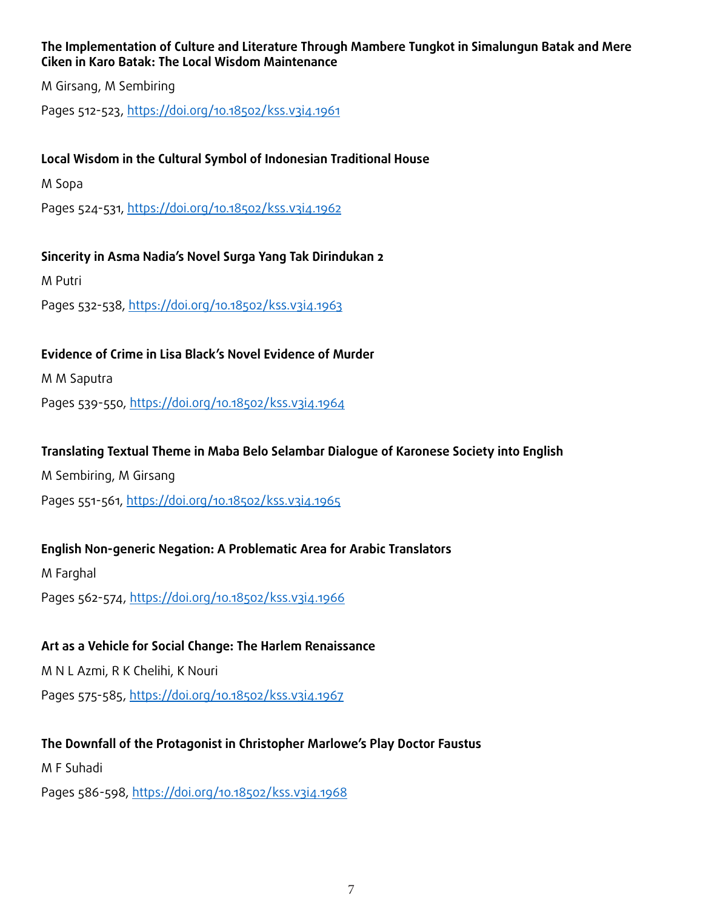**The Implementation of Culture and Literature Through Mambere Tungkot in Simalungun Batak and Mere Ciken in Karo Batak: The Local Wisdom Maintenance**

M Girsang, M Sembiring

Pages 512-523, https://doi.org/10.18502/kss.v3i4.1961

**Local Wisdom in the Cultural Symbol of Indonesian Traditional House**

M Sopa

Pages 524-531, https://doi.org/10.18502/kss.v3i4.1962

**Sincerity in Asma Nadia's Novel Surga Yang Tak Dirindukan 2**

M Putri

Pages 532-538, https://doi.org/10.18502/kss.v3i4.1963

**Evidence of Crime in Lisa Black's Novel Evidence of Murder**

M M Saputra

Pages 539-550, https://doi.org/10.18502/kss.v3i4.1964

**Translating Textual Theme in Maba Belo Selambar Dialogue of Karonese Society into English**

M Sembiring, M Girsang

Pages 551-561, https://doi.org/10.18502/kss.v3i4.1965

**English Non-generic Negation: A Problematic Area for Arabic Translators**

M Farghal

Pages 562-574, https://doi.org/10.18502/kss.v3i4.1966

**Art as a Vehicle for Social Change: The Harlem Renaissance**

M N L Azmi, R K Chelihi, K Nouri

Pages 575-585, https://doi.org/10.18502/kss.v3i4.1967

**The Downfall of the Protagonist in Christopher Marlowe's Play Doctor Faustus**

M F Suhadi

Pages 586-598, https://doi.org/10.18502/kss.v3i4.1968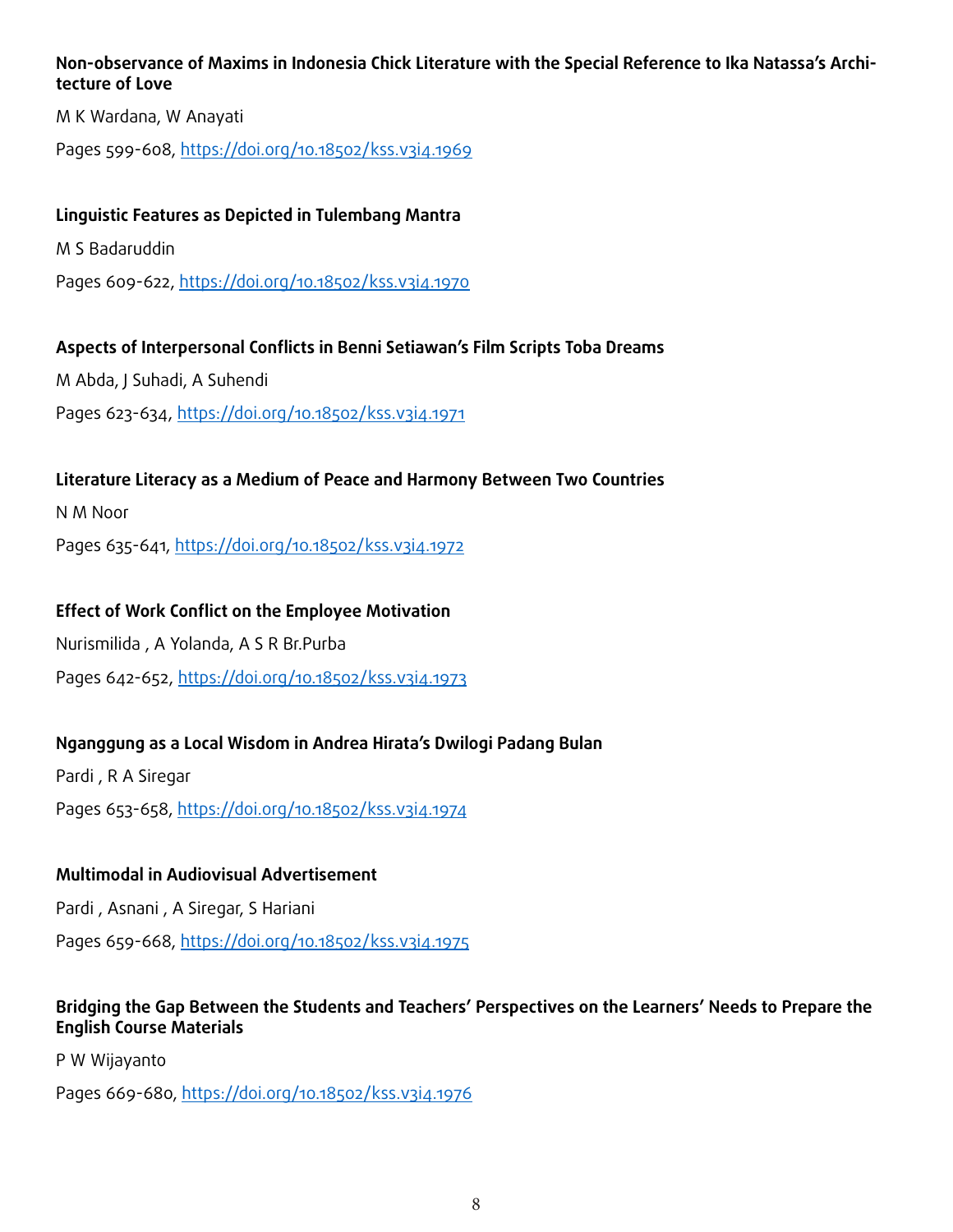**Non-observance of Maxims in Indonesia Chick Literature with the Special Reference to Ika Natassa's Architecture of Love**

M K Wardana, W Anayati

Pages 599-608, https://doi.org/10.18502/kss.v3i4.1969

**Linguistic Features as Depicted in Tulembang Mantra**

M S Badaruddin

Pages 609-622, https://doi.org/10.18502/kss.v3i4.1970

**Aspects of Interpersonal Conflicts in Benni Setiawan's Film Scripts Toba Dreams**

M Abda, J Suhadi, A Suhendi

Pages 623-634, https://doi.org/10.18502/kss.v3i4.1971

**Literature Literacy as a Medium of Peace and Harmony Between Two Countries**

N M Noor

Pages 635-641, https://doi.org/10.18502/kss.v3i4.1972

**Effect of Work Conflict on the Employee Motivation**

Nurismilida , A Yolanda, A S R Br.Purba

Pages 642-652, https://doi.org/10.18502/kss.v3i4.1973

**Nganggung as a Local Wisdom in Andrea Hirata's Dwilogi Padang Bulan**

Pardi , R A Siregar

Pages 653-658, https://doi.org/10.18502/kss.v3i4.1974

**Multimodal in Audiovisual Advertisement**

Pardi , Asnani , A Siregar, S Hariani

Pages 659-668, https://doi.org/10.18502/kss.v3i4.1975

**Bridging the Gap Between the Students and Teachers' Perspectives on the Learners' Needs to Prepare the English Course Materials**

P W Wijayanto

Pages 669-680, https://doi.org/10.18502/kss.v3i4.1976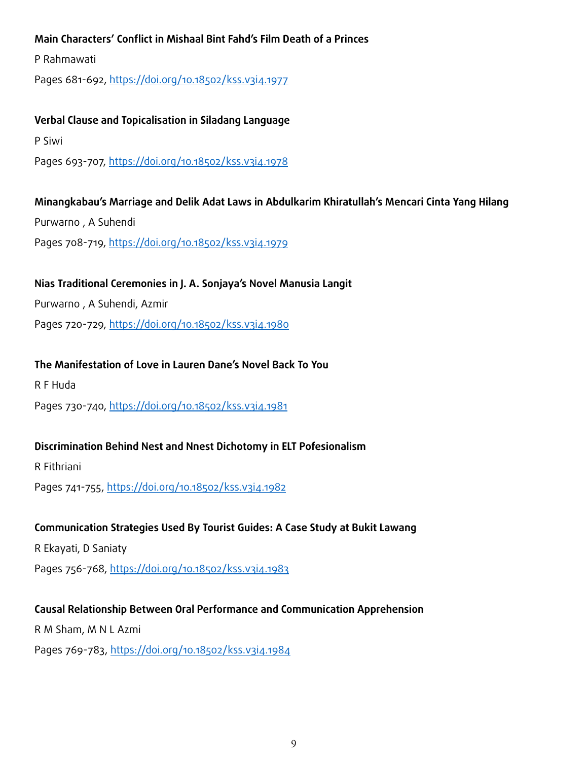**Main Characters' Conflict in Mishaal Bint Fahd's Film Death of a Princes**

P Rahmawati

Pages 681-692, https://doi.org/10.18502/kss.v3i4.1977

**Verbal Clause and Topicalisation in Siladang Language**

P Siwi

Pages 693-707, https://doi.org/10.18502/kss.v3i4.1978

**Minangkabau's Marriage and Delik Adat Laws in Abdulkarim Khiratullah's Mencari Cinta Yang Hilang**

Purwarno , A Suhendi

Pages 708-719, https://doi.org/10.18502/kss.v3i4.1979

**Nias Traditional Ceremonies in J. A. Sonjaya's Novel Manusia Langit**

Purwarno , A Suhendi, Azmir

Pages 720-729, https://doi.org/10.18502/kss.v3i4.1980

**The Manifestation of Love in Lauren Dane's Novel Back To You**

R F Huda

Pages 730-740, https://doi.org/10.18502/kss.v3i4.1981

**Discrimination Behind Nest and Nnest Dichotomy in ELT Pofesionalism**

R Fithriani

Pages 741-755, https://doi.org/10.18502/kss.v3i4.1982

**Communication Strategies Used By Tourist Guides: A Case Study at Bukit Lawang**

R Ekayati, D Saniaty

Pages 756-768, https://doi.org/10.18502/kss.v3i4.1983

**Causal Relationship Between Oral Performance and Communication Apprehension**

R M Sham, M N L Azmi

Pages 769-783, https://doi.org/10.18502/kss.v3i4.1984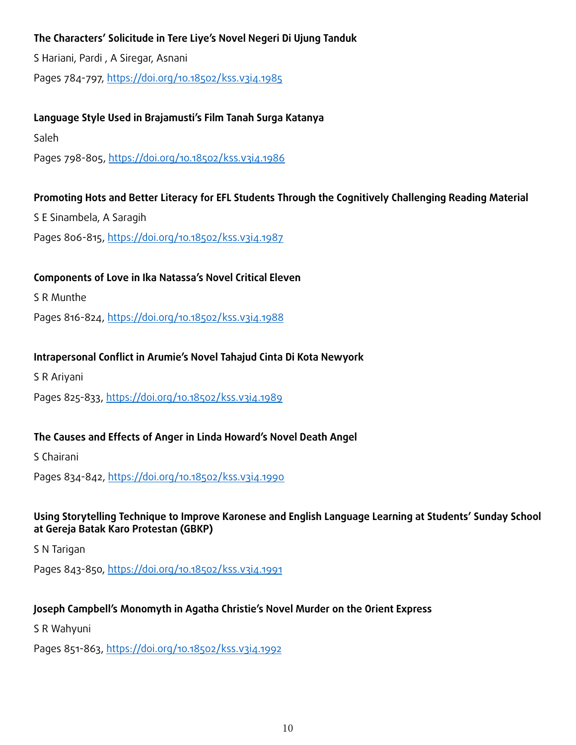**The Characters' Solicitude in Tere Liye's Novel Negeri Di Ujung Tanduk**

S Hariani, Pardi , A Siregar, Asnani

Pages 784-797, https://doi.org/10.18502/kss.v3i4.1985

**Language Style Used in Brajamusti's Film Tanah Surga Katanya**

Saleh

Pages 798-805, https://doi.org/10.18502/kss.v3i4.1986

**Promoting Hots and Better Literacy for EFL Students Through the Cognitively Challenging Reading Material**

S E Sinambela, A Saragih

Pages 806-815, https://doi.org/10.18502/kss.v3i4.1987

**Components of Love in Ika Natassa's Novel Critical Eleven**

S R Munthe

Pages 816-824, https://doi.org/10.18502/kss.v3i4.1988

**Intrapersonal Conflict in Arumie's Novel Tahajud Cinta Di Kota Newyork**

S R Ariyani

Pages 825-833, https://doi.org/10.18502/kss.v3i4.1989

**The Causes and Effects of Anger in Linda Howard's Novel Death Angel**

S Chairani

Pages 834-842, https://doi.org/10.18502/kss.v3i4.1990

**Using Storytelling Technique to Improve Karonese and English Language Learning at Students' Sunday School at Gereja Batak Karo Protestan (GBKP)**

S N Tarigan

Pages 843-850, https://doi.org/10.18502/kss.v3i4.1991

**Joseph Campbell's Monomyth in Agatha Christie's Novel Murder on the Orient Express**

S R Wahyuni

Pages 851-863, https://doi.org/10.18502/kss.v3i4.1992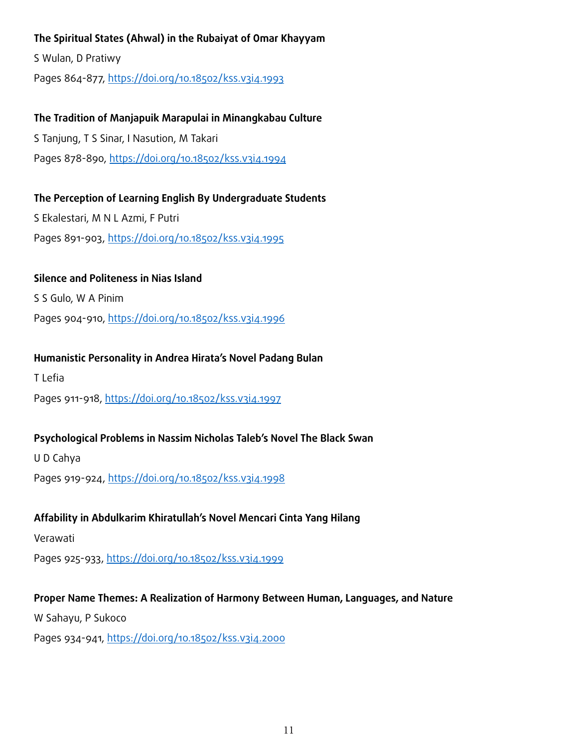**The Spiritual States (Ahwal) in the Rubaiyat of Omar Khayyam**

S Wulan, D Pratiwy

Pages 864-877, https://doi.org/10.18502/kss.v3i4.1993

**The Tradition of Manjapuik Marapulai in Minangkabau Culture**

S Tanjung, T S Sinar, I Nasution, M Takari

Pages 878-890, https://doi.org/10.18502/kss.v3i4.1994

**The Perception of Learning English By Undergraduate Students**

S Ekalestari, M N L Azmi, F Putri

Pages 891-903, https://doi.org/10.18502/kss.v3i4.1995

**Silence and Politeness in Nias Island**

S S Gulo, W A Pinim

Pages 904-910, https://doi.org/10.18502/kss.v3i4.1996

**Humanistic Personality in Andrea Hirata's Novel Padang Bulan**

T Lefia

Pages 911-918, https://doi.org/10.18502/kss.v3i4.1997

**Psychological Problems in Nassim Nicholas Taleb's Novel The Black Swan**

U D Cahya

Pages 919-924, https://doi.org/10.18502/kss.v3i4.1998

**Affability in Abdulkarim Khiratullah's Novel Mencari Cinta Yang Hilang**

Verawati

Pages 925-933, https://doi.org/10.18502/kss.v3i4.1999

**Proper Name Themes: A Realization of Harmony Between Human, Languages, and Nature**

W Sahayu, P Sukoco

Pages 934-941, https://doi.org/10.18502/kss.v3i4.2000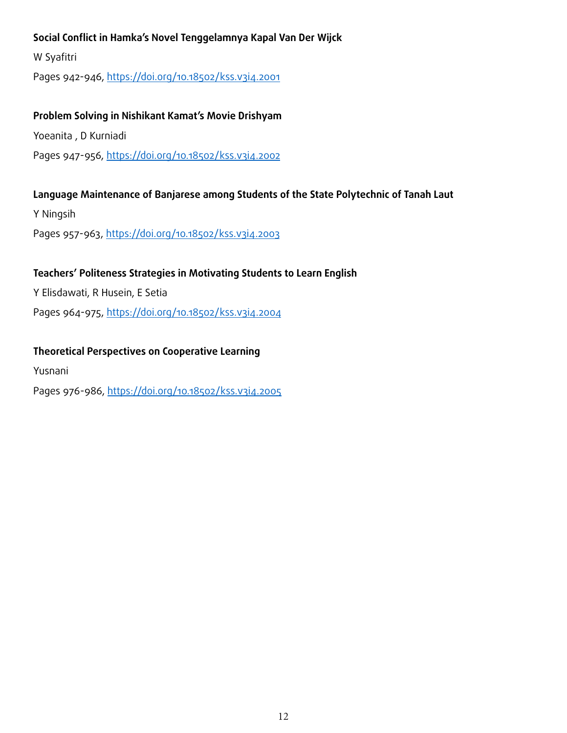**Social Conflict in Hamka's Novel Tenggelamnya Kapal Van Der Wijck**

W Syafitri

Pages 942-946, https://doi.org/10.18502/kss.v3i4.2001

**Problem Solving in Nishikant Kamat's Movie Drishyam**

Yoeanita , D Kurniadi

Pages 947-956, https://doi.org/10.18502/kss.v3i4.2002

**Language Maintenance of Banjarese among Students of the State Polytechnic of Tanah Laut**

Y Ningsih

Pages 957-963, https://doi.org/10.18502/kss.v3i4.2003

**Teachers' Politeness Strategies in Motivating Students to Learn English**

Y Elisdawati, R Husein, E Setia

Pages 964-975, https://doi.org/10.18502/kss.v3i4.2004

**Theoretical Perspectives on Cooperative Learning**

Yusnani

Pages 976-986, https://doi.org/10.18502/kss.v3i4.2005